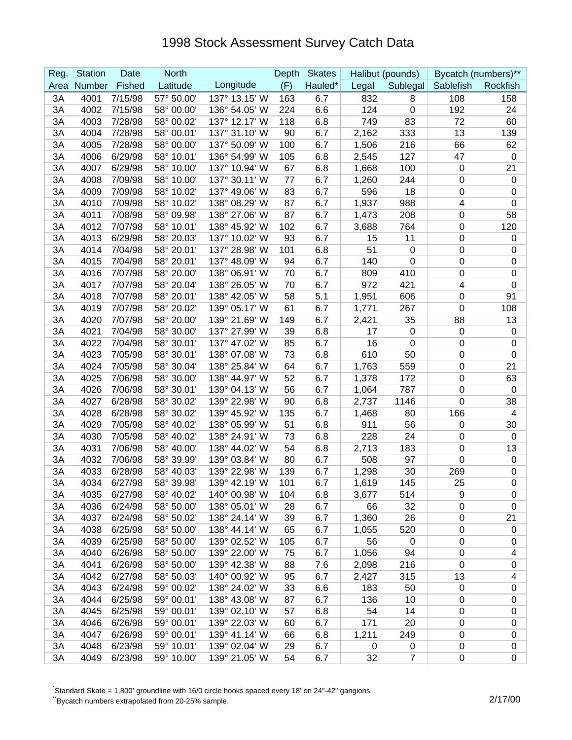# 1998 Stock Assessment Survey Catch Data

| Reg. | Station | Date | North | | Depth | Skates | Halibut (pounds) | | Bycatch (numbers)** | |
|---|---|---|---|---|---|---|---|---|---|---|
| Area | Number | Fished | Latitude | Longitude | (F) | Hauled* | Legal | Sublegal | Sablefish | Rockfish |
| 3A | 4001 | 7/15/98 | 57° 50.00' | 137° 13.15' W | 163 | 6.7 | 832 | 8 | 108 | 158 |
| 3A | 4002 | 7/15/98 | 58° 00.00' | 136° 54.05' W | 224 | 6.6 | 124 | 0 | 192 | 24 |
| 3A | 4003 | 7/28/98 | 58° 00.02' | 137° 12.17' W | 118 | 6.8 | 749 | 83 | 72 | 60 |
| 3A | 4004 | 7/28/98 | 58° 00.01' | 137° 31.10' W | 90 | 6.7 | 2,162 | 333 | 13 | 139 |
| 3A | 4005 | 7/28/98 | 58° 00.00' | 137° 50.09' W | 100 | 6.7 | 1,506 | 216 | 66 | 62 |
| 3A | 4006 | 6/29/98 | 58° 10.01' | 136° 54.99' W | 105 | 6.8 | 2,545 | 127 | 47 | 0 |
| 3A | 4007 | 6/29/98 | 58° 10.00' | 137° 10.94' W | 67 | 6.8 | 1,668 | 100 | 0 | 21 |
| 3A | 4008 | 7/09/98 | 58° 10.00' | 137° 30.11' W | 77 | 6.7 | 1,260 | 244 | 0 | 0 |
| 3A | 4009 | 7/09/98 | 58° 10.02' | 137° 49.06' W | 83 | 6.7 | 596 | 18 | 0 | 0 |
| 3A | 4010 | 7/09/98 | 58° 10.02' | 138° 08.29' W | 87 | 6.7 | 1,937 | 988 | 4 | 0 |
| 3A | 4011 | 7/08/98 | 58° 09.98' | 138° 27.06' W | 87 | 6.7 | 1,473 | 208 | 0 | 58 |
| 3A | 4012 | 7/07/98 | 58° 10.01' | 138° 45.92' W | 102 | 6.7 | 3,688 | 764 | 0 | 120 |
| 3A | 4013 | 6/29/98 | 58° 20.03' | 137° 10.02' W | 93 | 6.7 | 15 | 11 | 0 | 0 |
| 3A | 4014 | 7/04/98 | 58° 20.01' | 137° 28.98' W | 101 | 6.8 | 51 | 0 | 0 | 0 |
| 3A | 4015 | 7/04/98 | 58° 20.01' | 137° 48.09' W | 94 | 6.7 | 140 | 0 | 0 | 0 |
| 3A | 4016 | 7/07/98 | 58° 20.00' | 138° 06.91' W | 70 | 6.7 | 809 | 410 | 0 | 0 |
| 3A | 4017 | 7/07/98 | 58° 20.04' | 138° 26.05' W | 70 | 6.7 | 972 | 421 | 4 | 0 |
| 3A | 4018 | 7/07/98 | 58° 20.01' | 138° 42.05' W | 58 | 5.1 | 1,951 | 606 | 0 | 91 |
| 3A | 4019 | 7/07/98 | 58° 20.02' | 139° 05.17' W | 61 | 6.7 | 1,771 | 267 | 0 | 108 |
| 3A | 4020 | 7/07/98 | 58° 20.00' | 139° 21.69' W | 149 | 6.7 | 2,421 | 35 | 88 | 13 |
| 3A | 4021 | 7/04/98 | 58° 30.00' | 137° 27.99' W | 39 | 6.8 | 17 | 0 | 0 | 0 |
| 3A | 4022 | 7/04/98 | 58° 30.01' | 137° 47.02' W | 85 | 6.7 | 16 | 0 | 0 | 0 |
| 3A | 4023 | 7/05/98 | 58° 30.01' | 138° 07.08' W | 73 | 6.8 | 610 | 50 | 0 | 0 |
| 3A | 4024 | 7/05/98 | 58° 30.04' | 138° 25.84' W | 64 | 6.7 | 1,763 | 559 | 0 | 21 |
| 3A | 4025 | 7/06/98 | 58° 30.00' | 138° 44.97' W | 52 | 6.7 | 1,378 | 172 | 0 | 63 |
| 3A | 4026 | 7/06/98 | 58° 30.01' | 139° 04.13' W | 56 | 6.7 | 1,064 | 787 | 0 | 0 |
| 3A | 4027 | 6/28/98 | 58° 30.02' | 139° 22.98' W | 90 | 6.8 | 2,737 | 1146 | 0 | 38 |
| 3A | 4028 | 6/28/98 | 58° 30.02' | 139° 45.92' W | 135 | 6.7 | 1,468 | 80 | 166 | 4 |
| 3A | 4029 | 7/05/98 | 58° 40.02' | 138° 05.99' W | 51 | 6.8 | 911 | 56 | 0 | 30 |
| 3A | 4030 | 7/05/98 | 58° 40.02' | 138° 24.91' W | 73 | 6.8 | 228 | 24 | 0 | 0 |
| 3A | 4031 | 7/06/98 | 58° 40.00' | 138° 44.02' W | 54 | 6.8 | 2,713 | 183 | 0 | 13 |
| 3A | 4032 | 7/06/98 | 58° 39.99' | 139° 03.84' W | 80 | 6.7 | 508 | 97 | 0 | 0 |
| 3A | 4033 | 6/28/98 | 58° 40.03' | 139° 22.98' W | 139 | 6.7 | 1,298 | 30 | 269 | 0 |
| 3A | 4034 | 6/27/98 | 58° 39.98' | 139° 42.19' W | 101 | 6.7 | 1,619 | 145 | 25 | 0 |
| 3A | 4035 | 6/27/98 | 58° 40.02' | 140° 00.98' W | 104 | 6.8 | 3,677 | 514 | 9 | 0 |
| 3A | 4036 | 6/24/98 | 58° 50.00' | 138° 05.01' W | 28 | 6.7 | 66 | 32 | 0 | 0 |
| 3A | 4037 | 6/24/98 | 58° 50.02' | 138° 24.14' W | 39 | 6.7 | 1,360 | 26 | 0 | 21 |
| 3A | 4038 | 6/25/98 | 58° 50.00' | 138° 44.14' W | 65 | 6.7 | 1,055 | 520 | 0 | 0 |
| 3A | 4039 | 6/25/98 | 58° 50.00' | 139° 02.52' W | 105 | 6.7 | 56 | 0 | 0 | 0 |
| 3A | 4040 | 6/26/98 | 58° 50.00' | 139° 22.00' W | 75 | 6.7 | 1,056 | 94 | 0 | 4 |
| 3A | 4041 | 6/26/98 | 58° 50.00' | 139° 42.38' W | 88 | 7.6 | 2,098 | 216 | 0 | 0 |
| 3A | 4042 | 6/27/98 | 58° 50.03' | 140° 00.92' W | 95 | 6.7 | 2,427 | 315 | 13 | 4 |
| 3A | 4043 | 6/24/98 | 59° 00.02' | 138° 24.02' W | 33 | 6.6 | 183 | 50 | 0 | 0 |
| 3A | 4044 | 6/25/98 | 59° 00.01' | 138° 43.08' W | 87 | 6.7 | 136 | 10 | 0 | 0 |
| 3A | 4045 | 6/25/98 | 59° 00.01' | 139° 02.10' W | 57 | 6.8 | 54 | 14 | 0 | 0 |
| 3A | 4046 | 6/26/98 | 59° 00.01' | 139° 22.03' W | 60 | 6.7 | 171 | 20 | 0 | 0 |
| 3A | 4047 | 6/26/98 | 59° 00.01' | 139° 41.14' W | 66 | 6.8 | 1,211 | 249 | 0 | 0 |
| 3A | 4048 | 6/23/98 | 59° 10.01' | 139° 02.04' W | 29 | 6.7 | 0 | 0 | 0 | 0 |
| 3A | 4049 | 6/23/98 | 59° 10.00' | 139° 21.05' W | 54 | 6.7 | 32 | 7 | 0 | 0 |

*Standard Skate = 1,800' groundline with 16/0 circle hooks spaced every 18' on 24"-42" gangions.

**Bycatch numbers extrapolated from 20-25% sample.

2/17/00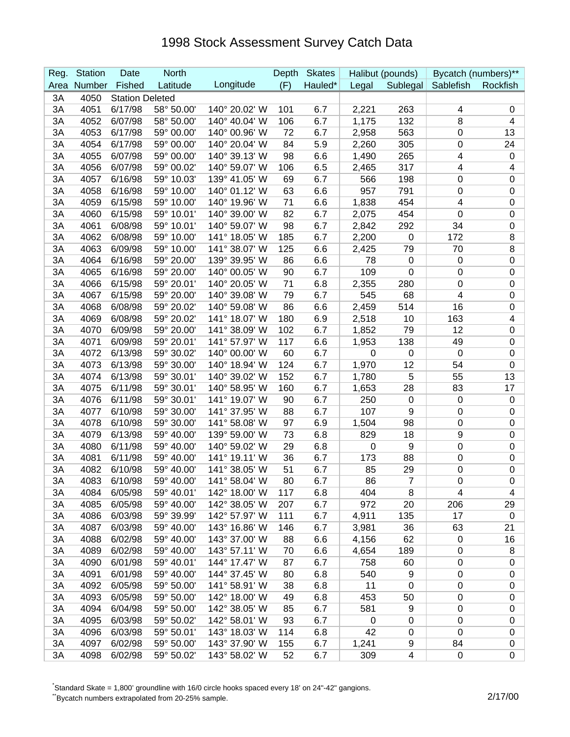# 1998 Stock Assessment Survey Catch Data

| Reg. Area | Station Number | Date Fished | North Latitude | Longitude | Depth (F) | Skates Hauled* | Halibut (pounds) | | Bycatch (numbers)** | |
|---|---|---|---|---|---|---|---|---|---|---|
| | | | | | | | Legal | Sublegal | Sablefish | Rockfish |
| 3A | 4050 | Station Deleted | | | | | | | | |
| 3A | 4051 | 6/17/98 | 58° 50.00' | 140° 20.02' W | 101 | 6.7 | 2,221 | 263 | 4 | 0 |
| 3A | 4052 | 6/07/98 | 58° 50.00' | 140° 40.04' W | 106 | 6.7 | 1,175 | 132 | 8 | 4 |
| 3A | 4053 | 6/17/98 | 59° 00.00' | 140° 00.96' W | 72 | 6.7 | 2,958 | 563 | 0 | 13 |
| 3A | 4054 | 6/17/98 | 59° 00.00' | 140° 20.04' W | 84 | 5.9 | 2,260 | 305 | 0 | 24 |
| 3A | 4055 | 6/07/98 | 59° 00.00' | 140° 39.13' W | 98 | 6.6 | 1,490 | 265 | 4 | 0 |
| 3A | 4056 | 6/07/98 | 59° 00.02' | 140° 59.07' W | 106 | 6.5 | 2,465 | 317 | 4 | 4 |
| 3A | 4057 | 6/16/98 | 59° 10.03' | 139° 41.05' W | 69 | 6.7 | 566 | 198 | 0 | 0 |
| 3A | 4058 | 6/16/98 | 59° 10.00' | 140° 01.12' W | 63 | 6.6 | 957 | 791 | 0 | 0 |
| 3A | 4059 | 6/15/98 | 59° 10.00' | 140° 19.96' W | 71 | 6.6 | 1,838 | 454 | 4 | 0 |
| 3A | 4060 | 6/15/98 | 59° 10.01' | 140° 39.00' W | 82 | 6.7 | 2,075 | 454 | 0 | 0 |
| 3A | 4061 | 6/08/98 | 59° 10.01' | 140° 59.07' W | 98 | 6.7 | 2,842 | 292 | 34 | 0 |
| 3A | 4062 | 6/08/98 | 59° 10.00' | 141° 18.05' W | 185 | 6.7 | 2,200 | 0 | 172 | 8 |
| 3A | 4063 | 6/09/98 | 59° 10.00' | 141° 38.07' W | 125 | 6.6 | 2,425 | 79 | 70 | 8 |
| 3A | 4064 | 6/16/98 | 59° 20.00' | 139° 39.95' W | 86 | 6.6 | 78 | 0 | 0 | 0 |
| 3A | 4065 | 6/16/98 | 59° 20.00' | 140° 00.05' W | 90 | 6.7 | 109 | 0 | 0 | 0 |
| 3A | 4066 | 6/15/98 | 59° 20.01' | 140° 20.05' W | 71 | 6.8 | 2,355 | 280 | 0 | 0 |
| 3A | 4067 | 6/15/98 | 59° 20.00' | 140° 39.08' W | 79 | 6.7 | 545 | 68 | 4 | 0 |
| 3A | 4068 | 6/08/98 | 59° 20.02' | 140° 59.08' W | 86 | 6.6 | 2,459 | 514 | 16 | 0 |
| 3A | 4069 | 6/08/98 | 59° 20.02' | 141° 18.07' W | 180 | 6.9 | 2,518 | 10 | 163 | 4 |
| 3A | 4070 | 6/09/98 | 59° 20.00' | 141° 38.09' W | 102 | 6.7 | 1,852 | 79 | 12 | 0 |
| 3A | 4071 | 6/09/98 | 59° 20.01' | 141° 57.97' W | 117 | 6.6 | 1,953 | 138 | 49 | 0 |
| 3A | 4072 | 6/13/98 | 59° 30.02' | 140° 00.00' W | 60 | 6.7 | 0 | 0 | 0 | 0 |
| 3A | 4073 | 6/13/98 | 59° 30.00' | 140° 18.94' W | 124 | 6.7 | 1,970 | 12 | 54 | 0 |
| 3A | 4074 | 6/13/98 | 59° 30.01' | 140° 39.02' W | 152 | 6.7 | 1,780 | 5 | 55 | 13 |
| 3A | 4075 | 6/11/98 | 59° 30.01' | 140° 58.95' W | 160 | 6.7 | 1,653 | 28 | 83 | 17 |
| 3A | 4076 | 6/11/98 | 59° 30.01' | 141° 19.07' W | 90 | 6.7 | 250 | 0 | 0 | 0 |
| 3A | 4077 | 6/10/98 | 59° 30.00' | 141° 37.95' W | 88 | 6.7 | 107 | 9 | 0 | 0 |
| 3A | 4078 | 6/10/98 | 59° 30.00' | 141° 58.08' W | 97 | 6.9 | 1,504 | 98 | 0 | 0 |
| 3A | 4079 | 6/13/98 | 59° 40.00' | 139° 59.00' W | 73 | 6.8 | 829 | 18 | 9 | 0 |
| 3A | 4080 | 6/11/98 | 59° 40.00' | 140° 59.02' W | 29 | 6.8 | 0 | 9 | 0 | 0 |
| 3A | 4081 | 6/11/98 | 59° 40.00' | 141° 19.11' W | 36 | 6.7 | 173 | 88 | 0 | 0 |
| 3A | 4082 | 6/10/98 | 59° 40.00' | 141° 38.05' W | 51 | 6.7 | 85 | 29 | 0 | 0 |
| 3A | 4083 | 6/10/98 | 59° 40.00' | 141° 58.04' W | 80 | 6.7 | 86 | 7 | 0 | 0 |
| 3A | 4084 | 6/05/98 | 59° 40.01' | 142° 18.00' W | 117 | 6.8 | 404 | 8 | 4 | 4 |
| 3A | 4085 | 6/05/98 | 59° 40.00' | 142° 38.05' W | 207 | 6.7 | 972 | 20 | 206 | 29 |
| 3A | 4086 | 6/03/98 | 59° 39.99' | 142° 57.97' W | 111 | 6.7 | 4,911 | 135 | 17 | 0 |
| 3A | 4087 | 6/03/98 | 59° 40.00' | 143° 16.86' W | 146 | 6.7 | 3,981 | 36 | 63 | 21 |
| 3A | 4088 | 6/02/98 | 59° 40.00' | 143° 37.00' W | 88 | 6.6 | 4,156 | 62 | 0 | 16 |
| 3A | 4089 | 6/02/98 | 59° 40.00' | 143° 57.11' W | 70 | 6.6 | 4,654 | 189 | 0 | 8 |
| 3A | 4090 | 6/01/98 | 59° 40.01' | 144° 17.47' W | 87 | 6.7 | 758 | 60 | 0 | 0 |
| 3A | 4091 | 6/01/98 | 59° 40.00' | 144° 37.45' W | 80 | 6.8 | 540 | 9 | 0 | 0 |
| 3A | 4092 | 6/05/98 | 59° 50.00' | 141° 58.91' W | 38 | 6.8 | 11 | 0 | 0 | 0 |
| 3A | 4093 | 6/05/98 | 59° 50.00' | 142° 18.00' W | 49 | 6.8 | 453 | 50 | 0 | 0 |
| 3A | 4094 | 6/04/98 | 59° 50.00' | 142° 38.05' W | 85 | 6.7 | 581 | 9 | 0 | 0 |
| 3A | 4095 | 6/03/98 | 59° 50.02' | 142° 58.01' W | 93 | 6.7 | 0 | 0 | 0 | 0 |
| 3A | 4096 | 6/03/98 | 59° 50.01' | 143° 18.03' W | 114 | 6.8 | 42 | 0 | 0 | 0 |
| 3A | 4097 | 6/02/98 | 59° 50.00' | 143° 37.90' W | 155 | 6.7 | 1,241 | 9 | 84 | 0 |
| 3A | 4098 | 6/02/98 | 59° 50.02' | 143° 58.02' W | 52 | 6.7 | 309 | 4 | 0 | 0 |

*Standard Skate = 1,800' groundline with 16/0 circle hooks spaced every 18' on 24"-42" gangions.

**Bycatch numbers extrapolated from 20-25% sample.

2/17/00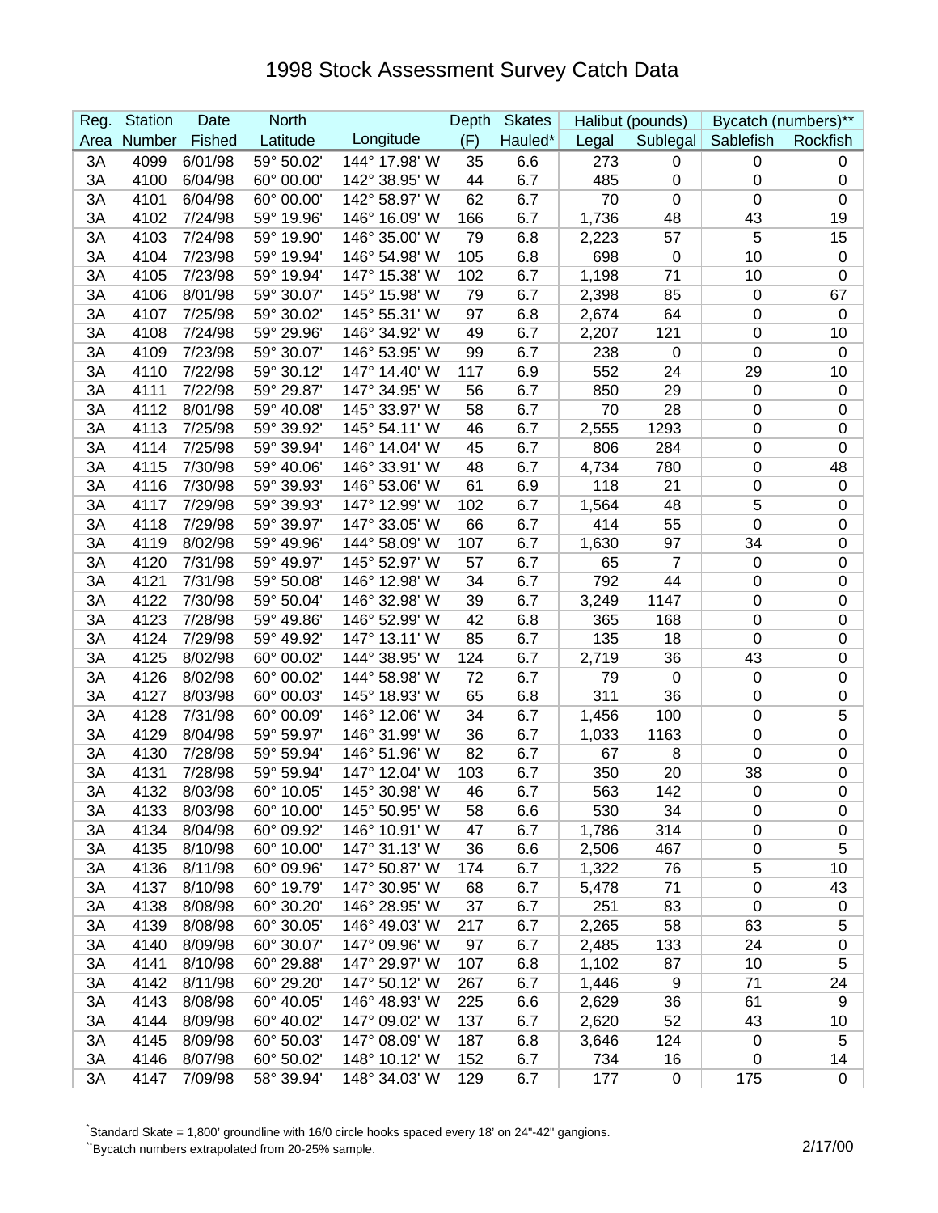# 1998 Stock Assessment Survey Catch Data

| Reg. Area | Station Number | Date Fished | North Latitude | Longitude | Depth (F) | Skates Hauled* | Halibut (pounds) Legal | Sublegal | Bycatch (numbers)** Sablefish | Rockfish |
|---|---|---|---|---|---|---|---|---|---|---|
| 3A | 4099 | 6/01/98 | 59° 50.02' | 144° 17.98' W | 35 | 6.6 | 273 | 0 | 0 | 0 |
| 3A | 4100 | 6/04/98 | 60° 00.00' | 142° 38.95' W | 44 | 6.7 | 485 | 0 | 0 | 0 |
| 3A | 4101 | 6/04/98 | 60° 00.00' | 142° 58.97' W | 62 | 6.7 | 70 | 0 | 0 | 0 |
| 3A | 4102 | 7/24/98 | 59° 19.96' | 146° 16.09' W | 166 | 6.7 | 1,736 | 48 | 43 | 19 |
| 3A | 4103 | 7/24/98 | 59° 19.90' | 146° 35.00' W | 79 | 6.8 | 2,223 | 57 | 5 | 15 |
| 3A | 4104 | 7/23/98 | 59° 19.94' | 146° 54.98' W | 105 | 6.8 | 698 | 0 | 10 | 0 |
| 3A | 4105 | 7/23/98 | 59° 19.94' | 147° 15.38' W | 102 | 6.7 | 1,198 | 71 | 10 | 0 |
| 3A | 4106 | 8/01/98 | 59° 30.07' | 145° 15.98' W | 79 | 6.7 | 2,398 | 85 | 0 | 67 |
| 3A | 4107 | 7/25/98 | 59° 30.02' | 145° 55.31' W | 97 | 6.8 | 2,674 | 64 | 0 | 0 |
| 3A | 4108 | 7/24/98 | 59° 29.96' | 146° 34.92' W | 49 | 6.7 | 2,207 | 121 | 0 | 10 |
| 3A | 4109 | 7/23/98 | 59° 30.07' | 146° 53.95' W | 99 | 6.7 | 238 | 0 | 0 | 0 |
| 3A | 4110 | 7/22/98 | 59° 30.12' | 147° 14.40' W | 117 | 6.9 | 552 | 24 | 29 | 10 |
| 3A | 4111 | 7/22/98 | 59° 29.87' | 147° 34.95' W | 56 | 6.7 | 850 | 29 | 0 | 0 |
| 3A | 4112 | 8/01/98 | 59° 40.08' | 145° 33.97' W | 58 | 6.7 | 70 | 28 | 0 | 0 |
| 3A | 4113 | 7/25/98 | 59° 39.92' | 145° 54.11' W | 46 | 6.7 | 2,555 | 1293 | 0 | 0 |
| 3A | 4114 | 7/25/98 | 59° 39.94' | 146° 14.04' W | 45 | 6.7 | 806 | 284 | 0 | 0 |
| 3A | 4115 | 7/30/98 | 59° 40.06' | 146° 33.91' W | 48 | 6.7 | 4,734 | 780 | 0 | 48 |
| 3A | 4116 | 7/30/98 | 59° 39.93' | 146° 53.06' W | 61 | 6.9 | 118 | 21 | 0 | 0 |
| 3A | 4117 | 7/29/98 | 59° 39.93' | 147° 12.99' W | 102 | 6.7 | 1,564 | 48 | 5 | 0 |
| 3A | 4118 | 7/29/98 | 59° 39.97' | 147° 33.05' W | 66 | 6.7 | 414 | 55 | 0 | 0 |
| 3A | 4119 | 8/02/98 | 59° 49.96' | 144° 58.09' W | 107 | 6.7 | 1,630 | 97 | 34 | 0 |
| 3A | 4120 | 7/31/98 | 59° 49.97' | 145° 52.97' W | 57 | 6.7 | 65 | 7 | 0 | 0 |
| 3A | 4121 | 7/31/98 | 59° 50.08' | 146° 12.98' W | 34 | 6.7 | 792 | 44 | 0 | 0 |
| 3A | 4122 | 7/30/98 | 59° 50.04' | 146° 32.98' W | 39 | 6.7 | 3,249 | 1147 | 0 | 0 |
| 3A | 4123 | 7/28/98 | 59° 49.86' | 146° 52.99' W | 42 | 6.8 | 365 | 168 | 0 | 0 |
| 3A | 4124 | 7/29/98 | 59° 49.92' | 147° 13.11' W | 85 | 6.7 | 135 | 18 | 0 | 0 |
| 3A | 4125 | 8/02/98 | 60° 00.02' | 144° 38.95' W | 124 | 6.7 | 2,719 | 36 | 43 | 0 |
| 3A | 4126 | 8/02/98 | 60° 00.02' | 144° 58.98' W | 72 | 6.7 | 79 | 0 | 0 | 0 |
| 3A | 4127 | 8/03/98 | 60° 00.03' | 145° 18.93' W | 65 | 6.8 | 311 | 36 | 0 | 0 |
| 3A | 4128 | 7/31/98 | 60° 00.09' | 146° 12.06' W | 34 | 6.7 | 1,456 | 100 | 0 | 5 |
| 3A | 4129 | 8/04/98 | 59° 59.97' | 146° 31.99' W | 36 | 6.7 | 1,033 | 1163 | 0 | 0 |
| 3A | 4130 | 7/28/98 | 59° 59.94' | 146° 51.96' W | 82 | 6.7 | 67 | 8 | 0 | 0 |
| 3A | 4131 | 7/28/98 | 59° 59.94' | 147° 12.04' W | 103 | 6.7 | 350 | 20 | 38 | 0 |
| 3A | 4132 | 8/03/98 | 60° 10.05' | 145° 30.98' W | 46 | 6.7 | 563 | 142 | 0 | 0 |
| 3A | 4133 | 8/03/98 | 60° 10.00' | 145° 50.95' W | 58 | 6.6 | 530 | 34 | 0 | 0 |
| 3A | 4134 | 8/04/98 | 60° 09.92' | 146° 10.91' W | 47 | 6.7 | 1,786 | 314 | 0 | 0 |
| 3A | 4135 | 8/10/98 | 60° 10.00' | 147° 31.13' W | 36 | 6.6 | 2,506 | 467 | 0 | 5 |
| 3A | 4136 | 8/11/98 | 60° 09.96' | 147° 50.87' W | 174 | 6.7 | 1,322 | 76 | 5 | 10 |
| 3A | 4137 | 8/10/98 | 60° 19.79' | 147° 30.95' W | 68 | 6.7 | 5,478 | 71 | 0 | 43 |
| 3A | 4138 | 8/08/98 | 60° 30.20' | 146° 28.95' W | 37 | 6.7 | 251 | 83 | 0 | 0 |
| 3A | 4139 | 8/08/98 | 60° 30.05' | 146° 49.03' W | 217 | 6.7 | 2,265 | 58 | 63 | 5 |
| 3A | 4140 | 8/09/98 | 60° 30.07' | 147° 09.96' W | 97 | 6.7 | 2,485 | 133 | 24 | 0 |
| 3A | 4141 | 8/10/98 | 60° 29.88' | 147° 29.97' W | 107 | 6.8 | 1,102 | 87 | 10 | 5 |
| 3A | 4142 | 8/11/98 | 60° 29.20' | 147° 50.12' W | 267 | 6.7 | 1,446 | 9 | 71 | 24 |
| 3A | 4143 | 8/08/98 | 60° 40.05' | 146° 48.93' W | 225 | 6.6 | 2,629 | 36 | 61 | 9 |
| 3A | 4144 | 8/09/98 | 60° 40.02' | 147° 09.02' W | 137 | 6.7 | 2,620 | 52 | 43 | 10 |
| 3A | 4145 | 8/09/98 | 60° 50.03' | 147° 08.09' W | 187 | 6.8 | 3,646 | 124 | 0 | 5 |
| 3A | 4146 | 8/07/98 | 60° 50.02' | 148° 10.12' W | 152 | 6.7 | 734 | 16 | 0 | 14 |
| 3A | 4147 | 7/09/98 | 58° 39.94' | 148° 34.03' W | 129 | 6.7 | 177 | 0 | 175 | 0 |

*Standard Skate = 1,800' groundline with 16/0 circle hooks spaced every 18' on 24"-42" gangions.

**Bycatch numbers extrapolated from 20-25% sample.

2/17/00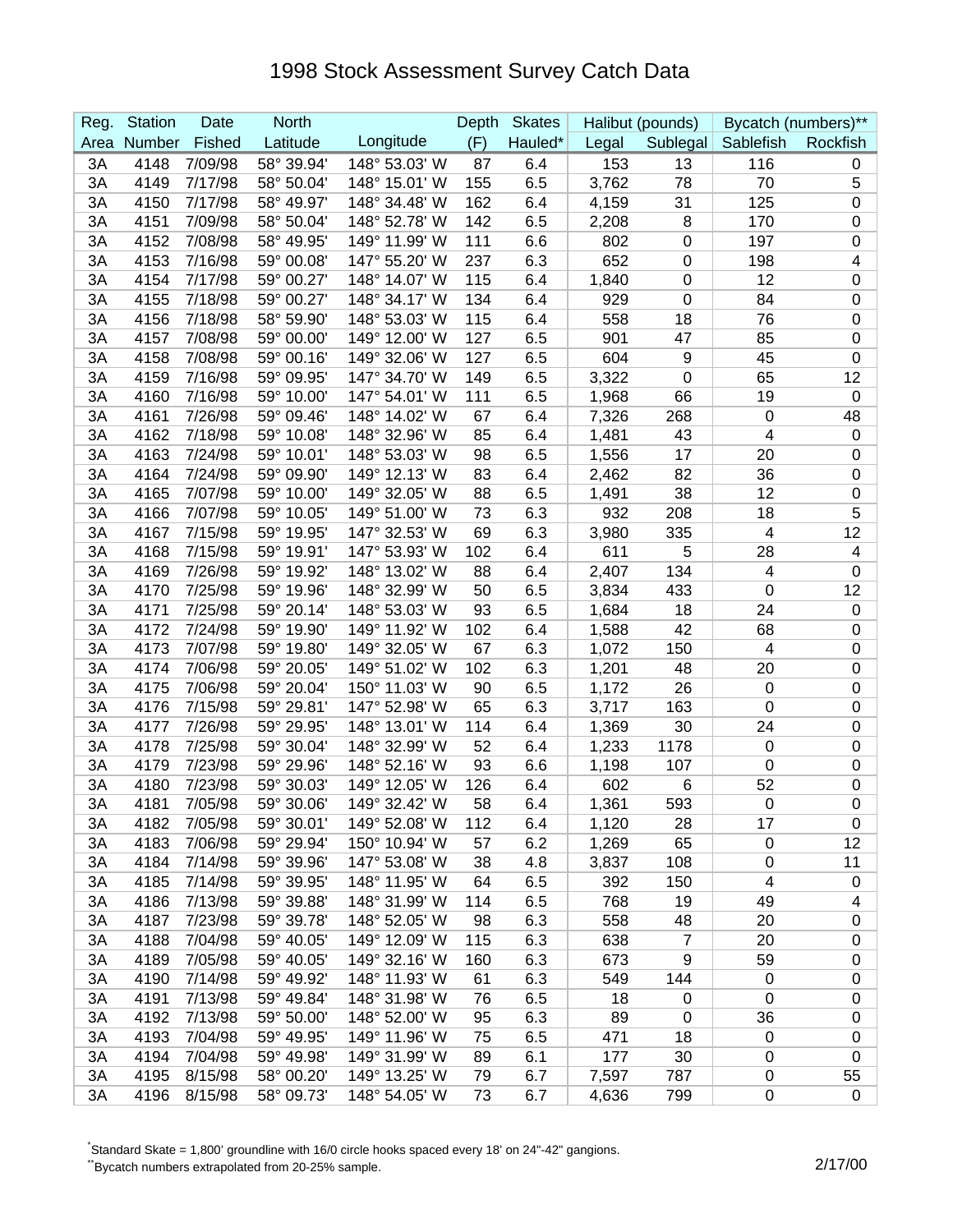# 1998 Stock Assessment Survey Catch Data

| Reg. Area | Station Number | Date Fished | North Latitude | Longitude | Depth (F) | Skates Hauled* | Halibut (pounds) Legal | Sublegal | Bycatch (numbers)** Sablefish | Rockfish |
|---|---|---|---|---|---|---|---|---|---|---|
| 3A | 4148 | 7/09/98 | 58° 39.94' | 148° 53.03' W | 87 | 6.4 | 153 | 13 | 116 | 0 |
| 3A | 4149 | 7/17/98 | 58° 50.04' | 148° 15.01' W | 155 | 6.5 | 3,762 | 78 | 70 | 5 |
| 3A | 4150 | 7/17/98 | 58° 49.97' | 148° 34.48' W | 162 | 6.4 | 4,159 | 31 | 125 | 0 |
| 3A | 4151 | 7/09/98 | 58° 50.04' | 148° 52.78' W | 142 | 6.5 | 2,208 | 8 | 170 | 0 |
| 3A | 4152 | 7/08/98 | 58° 49.95' | 149° 11.99' W | 111 | 6.6 | 802 | 0 | 197 | 0 |
| 3A | 4153 | 7/16/98 | 59° 00.08' | 147° 55.20' W | 237 | 6.3 | 652 | 0 | 198 | 4 |
| 3A | 4154 | 7/17/98 | 59° 00.27' | 148° 14.07' W | 115 | 6.4 | 1,840 | 0 | 12 | 0 |
| 3A | 4155 | 7/18/98 | 59° 00.27' | 148° 34.17' W | 134 | 6.4 | 929 | 0 | 84 | 0 |
| 3A | 4156 | 7/18/98 | 58° 59.90' | 148° 53.03' W | 115 | 6.4 | 558 | 18 | 76 | 0 |
| 3A | 4157 | 7/08/98 | 59° 00.00' | 149° 12.00' W | 127 | 6.5 | 901 | 47 | 85 | 0 |
| 3A | 4158 | 7/08/98 | 59° 00.16' | 149° 32.06' W | 127 | 6.5 | 604 | 9 | 45 | 0 |
| 3A | 4159 | 7/16/98 | 59° 09.95' | 147° 34.70' W | 149 | 6.5 | 3,322 | 0 | 65 | 12 |
| 3A | 4160 | 7/16/98 | 59° 10.00' | 147° 54.01' W | 111 | 6.5 | 1,968 | 66 | 19 | 0 |
| 3A | 4161 | 7/26/98 | 59° 09.46' | 148° 14.02' W | 67 | 6.4 | 7,326 | 268 | 0 | 48 |
| 3A | 4162 | 7/18/98 | 59° 10.08' | 148° 32.96' W | 85 | 6.4 | 1,481 | 43 | 4 | 0 |
| 3A | 4163 | 7/24/98 | 59° 10.01' | 148° 53.03' W | 98 | 6.5 | 1,556 | 17 | 20 | 0 |
| 3A | 4164 | 7/24/98 | 59° 09.90' | 149° 12.13' W | 83 | 6.4 | 2,462 | 82 | 36 | 0 |
| 3A | 4165 | 7/07/98 | 59° 10.00' | 149° 32.05' W | 88 | 6.5 | 1,491 | 38 | 12 | 0 |
| 3A | 4166 | 7/07/98 | 59° 10.05' | 149° 51.00' W | 73 | 6.3 | 932 | 208 | 18 | 5 |
| 3A | 4167 | 7/15/98 | 59° 19.95' | 147° 32.53' W | 69 | 6.3 | 3,980 | 335 | 4 | 12 |
| 3A | 4168 | 7/15/98 | 59° 19.91' | 147° 53.93' W | 102 | 6.4 | 611 | 5 | 28 | 4 |
| 3A | 4169 | 7/26/98 | 59° 19.92' | 148° 13.02' W | 88 | 6.4 | 2,407 | 134 | 4 | 0 |
| 3A | 4170 | 7/25/98 | 59° 19.96' | 148° 32.99' W | 50 | 6.5 | 3,834 | 433 | 0 | 12 |
| 3A | 4171 | 7/25/98 | 59° 20.14' | 148° 53.03' W | 93 | 6.5 | 1,684 | 18 | 24 | 0 |
| 3A | 4172 | 7/24/98 | 59° 19.90' | 149° 11.92' W | 102 | 6.4 | 1,588 | 42 | 68 | 0 |
| 3A | 4173 | 7/07/98 | 59° 19.80' | 149° 32.05' W | 67 | 6.3 | 1,072 | 150 | 4 | 0 |
| 3A | 4174 | 7/06/98 | 59° 20.05' | 149° 51.02' W | 102 | 6.3 | 1,201 | 48 | 20 | 0 |
| 3A | 4175 | 7/06/98 | 59° 20.04' | 150° 11.03' W | 90 | 6.5 | 1,172 | 26 | 0 | 0 |
| 3A | 4176 | 7/15/98 | 59° 29.81' | 147° 52.98' W | 65 | 6.3 | 3,717 | 163 | 0 | 0 |
| 3A | 4177 | 7/26/98 | 59° 29.95' | 148° 13.01' W | 114 | 6.4 | 1,369 | 30 | 24 | 0 |
| 3A | 4178 | 7/25/98 | 59° 30.04' | 148° 32.99' W | 52 | 6.4 | 1,233 | 1178 | 0 | 0 |
| 3A | 4179 | 7/23/98 | 59° 29.96' | 148° 52.16' W | 93 | 6.6 | 1,198 | 107 | 0 | 0 |
| 3A | 4180 | 7/23/98 | 59° 30.03' | 149° 12.05' W | 126 | 6.4 | 602 | 6 | 52 | 0 |
| 3A | 4181 | 7/05/98 | 59° 30.06' | 149° 32.42' W | 58 | 6.4 | 1,361 | 593 | 0 | 0 |
| 3A | 4182 | 7/05/98 | 59° 30.01' | 149° 52.08' W | 112 | 6.4 | 1,120 | 28 | 17 | 0 |
| 3A | 4183 | 7/06/98 | 59° 29.94' | 150° 10.94' W | 57 | 6.2 | 1,269 | 65 | 0 | 12 |
| 3A | 4184 | 7/14/98 | 59° 39.96' | 147° 53.08' W | 38 | 4.8 | 3,837 | 108 | 0 | 11 |
| 3A | 4185 | 7/14/98 | 59° 39.95' | 148° 11.95' W | 64 | 6.5 | 392 | 150 | 4 | 0 |
| 3A | 4186 | 7/13/98 | 59° 39.88' | 148° 31.99' W | 114 | 6.5 | 768 | 19 | 49 | 4 |
| 3A | 4187 | 7/23/98 | 59° 39.78' | 148° 52.05' W | 98 | 6.3 | 558 | 48 | 20 | 0 |
| 3A | 4188 | 7/04/98 | 59° 40.05' | 149° 12.09' W | 115 | 6.3 | 638 | 7 | 20 | 0 |
| 3A | 4189 | 7/05/98 | 59° 40.05' | 149° 32.16' W | 160 | 6.3 | 673 | 9 | 59 | 0 |
| 3A | 4190 | 7/14/98 | 59° 49.92' | 148° 11.93' W | 61 | 6.3 | 549 | 144 | 0 | 0 |
| 3A | 4191 | 7/13/98 | 59° 49.84' | 148° 31.98' W | 76 | 6.5 | 18 | 0 | 0 | 0 |
| 3A | 4192 | 7/13/98 | 59° 50.00' | 148° 52.00' W | 95 | 6.3 | 89 | 0 | 36 | 0 |
| 3A | 4193 | 7/04/98 | 59° 49.95' | 149° 11.96' W | 75 | 6.5 | 471 | 18 | 0 | 0 |
| 3A | 4194 | 7/04/98 | 59° 49.98' | 149° 31.99' W | 89 | 6.1 | 177 | 30 | 0 | 0 |
| 3A | 4195 | 8/15/98 | 58° 00.20' | 149° 13.25' W | 79 | 6.7 | 7,597 | 787 | 0 | 55 |
| 3A | 4196 | 8/15/98 | 58° 09.73' | 148° 54.05' W | 73 | 6.7 | 4,636 | 799 | 0 | 0 |

*Standard Skate = 1,800' groundline with 16/0 circle hooks spaced every 18' on 24"-42" gangions.

**Bycatch numbers extrapolated from 20-25% sample.

2/17/00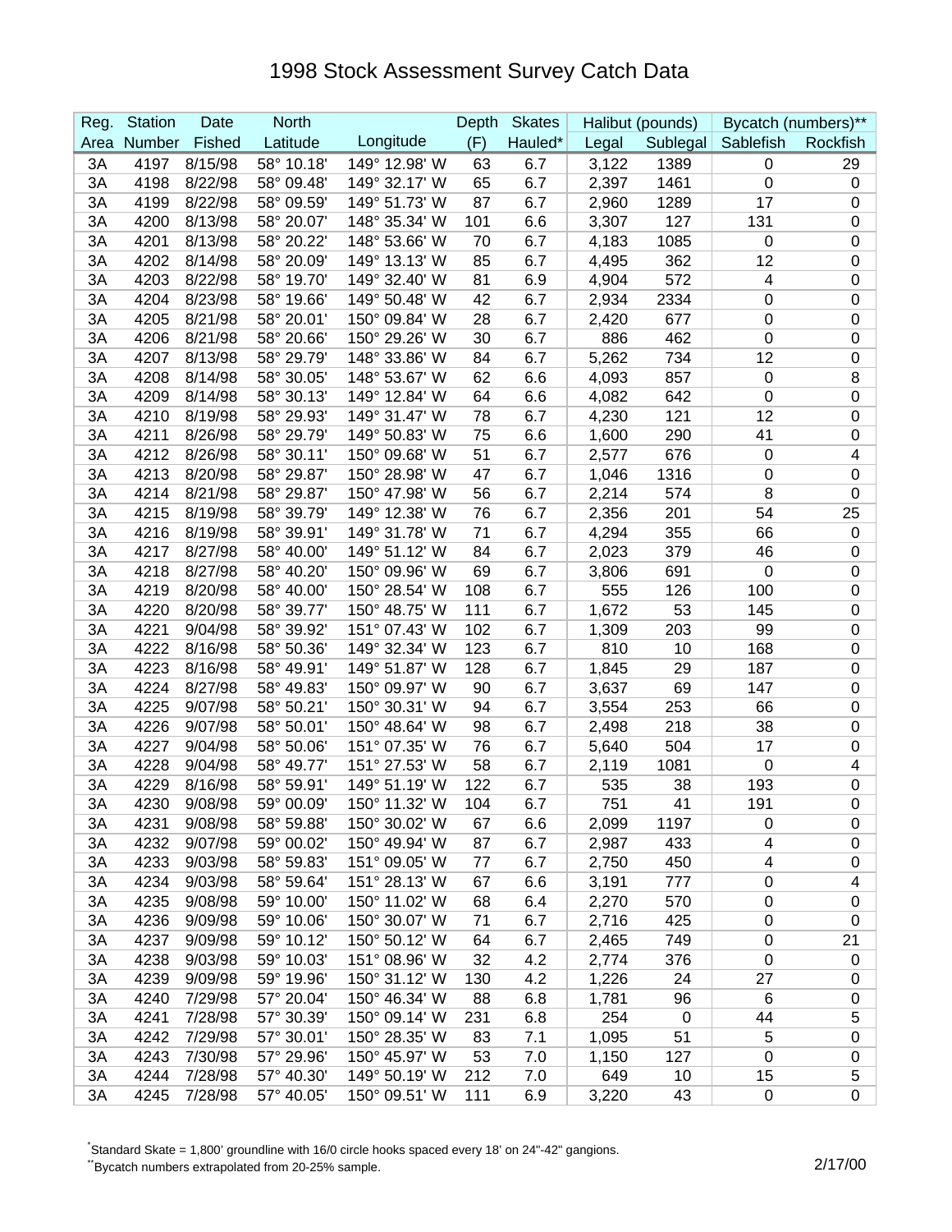# 1998 Stock Assessment Survey Catch Data

| Reg. Area | Station Number | Date Fished | North Latitude | Longitude | Depth (F) | Skates Hauled* | Halibut (pounds) Legal | Sublegal | Bycatch (numbers)** Sablefish | Rockfish |
|---|---|---|---|---|---|---|---|---|---|---|
| 3A | 4197 | 8/15/98 | 58° 10.18' | 149° 12.98' W | 63 | 6.7 | 3,122 | 1389 | 0 | 29 |
| 3A | 4198 | 8/22/98 | 58° 09.48' | 149° 32.17' W | 65 | 6.7 | 2,397 | 1461 | 0 | 0 |
| 3A | 4199 | 8/22/98 | 58° 09.59' | 149° 51.73' W | 87 | 6.7 | 2,960 | 1289 | 17 | 0 |
| 3A | 4200 | 8/13/98 | 58° 20.07' | 148° 35.34' W | 101 | 6.6 | 3,307 | 127 | 131 | 0 |
| 3A | 4201 | 8/13/98 | 58° 20.22' | 148° 53.66' W | 70 | 6.7 | 4,183 | 1085 | 0 | 0 |
| 3A | 4202 | 8/14/98 | 58° 20.09' | 149° 13.13' W | 85 | 6.7 | 4,495 | 362 | 12 | 0 |
| 3A | 4203 | 8/22/98 | 58° 19.70' | 149° 32.40' W | 81 | 6.9 | 4,904 | 572 | 4 | 0 |
| 3A | 4204 | 8/23/98 | 58° 19.66' | 149° 50.48' W | 42 | 6.7 | 2,934 | 2334 | 0 | 0 |
| 3A | 4205 | 8/21/98 | 58° 20.01' | 150° 09.84' W | 28 | 6.7 | 2,420 | 677 | 0 | 0 |
| 3A | 4206 | 8/21/98 | 58° 20.66' | 150° 29.26' W | 30 | 6.7 | 886 | 462 | 0 | 0 |
| 3A | 4207 | 8/13/98 | 58° 29.79' | 148° 33.86' W | 84 | 6.7 | 5,262 | 734 | 12 | 0 |
| 3A | 4208 | 8/14/98 | 58° 30.05' | 148° 53.67' W | 62 | 6.6 | 4,093 | 857 | 0 | 8 |
| 3A | 4209 | 8/14/98 | 58° 30.13' | 149° 12.84' W | 64 | 6.6 | 4,082 | 642 | 0 | 0 |
| 3A | 4210 | 8/19/98 | 58° 29.93' | 149° 31.47' W | 78 | 6.7 | 4,230 | 121 | 12 | 0 |
| 3A | 4211 | 8/26/98 | 58° 29.79' | 149° 50.83' W | 75 | 6.6 | 1,600 | 290 | 41 | 0 |
| 3A | 4212 | 8/26/98 | 58° 30.11' | 150° 09.68' W | 51 | 6.7 | 2,577 | 676 | 0 | 4 |
| 3A | 4213 | 8/20/98 | 58° 29.87' | 150° 28.98' W | 47 | 6.7 | 1,046 | 1316 | 0 | 0 |
| 3A | 4214 | 8/21/98 | 58° 29.87' | 150° 47.98' W | 56 | 6.7 | 2,214 | 574 | 8 | 0 |
| 3A | 4215 | 8/19/98 | 58° 39.79' | 149° 12.38' W | 76 | 6.7 | 2,356 | 201 | 54 | 25 |
| 3A | 4216 | 8/19/98 | 58° 39.91' | 149° 31.78' W | 71 | 6.7 | 4,294 | 355 | 66 | 0 |
| 3A | 4217 | 8/27/98 | 58° 40.00' | 149° 51.12' W | 84 | 6.7 | 2,023 | 379 | 46 | 0 |
| 3A | 4218 | 8/27/98 | 58° 40.20' | 150° 09.96' W | 69 | 6.7 | 3,806 | 691 | 0 | 0 |
| 3A | 4219 | 8/20/98 | 58° 40.00' | 150° 28.54' W | 108 | 6.7 | 555 | 126 | 100 | 0 |
| 3A | 4220 | 8/20/98 | 58° 39.77' | 150° 48.75' W | 111 | 6.7 | 1,672 | 53 | 145 | 0 |
| 3A | 4221 | 9/04/98 | 58° 39.92' | 151° 07.43' W | 102 | 6.7 | 1,309 | 203 | 99 | 0 |
| 3A | 4222 | 8/16/98 | 58° 50.36' | 149° 32.34' W | 123 | 6.7 | 810 | 10 | 168 | 0 |
| 3A | 4223 | 8/16/98 | 58° 49.91' | 149° 51.87' W | 128 | 6.7 | 1,845 | 29 | 187 | 0 |
| 3A | 4224 | 8/27/98 | 58° 49.83' | 150° 09.97' W | 90 | 6.7 | 3,637 | 69 | 147 | 0 |
| 3A | 4225 | 9/07/98 | 58° 50.21' | 150° 30.31' W | 94 | 6.7 | 3,554 | 253 | 66 | 0 |
| 3A | 4226 | 9/07/98 | 58° 50.01' | 150° 48.64' W | 98 | 6.7 | 2,498 | 218 | 38 | 0 |
| 3A | 4227 | 9/04/98 | 58° 50.06' | 151° 07.35' W | 76 | 6.7 | 5,640 | 504 | 17 | 0 |
| 3A | 4228 | 9/04/98 | 58° 49.77' | 151° 27.53' W | 58 | 6.7 | 2,119 | 1081 | 0 | 4 |
| 3A | 4229 | 8/16/98 | 58° 59.91' | 149° 51.19' W | 122 | 6.7 | 535 | 38 | 193 | 0 |
| 3A | 4230 | 9/08/98 | 59° 00.09' | 150° 11.32' W | 104 | 6.7 | 751 | 41 | 191 | 0 |
| 3A | 4231 | 9/08/98 | 58° 59.88' | 150° 30.02' W | 67 | 6.6 | 2,099 | 1197 | 0 | 0 |
| 3A | 4232 | 9/07/98 | 59° 00.02' | 150° 49.94' W | 87 | 6.7 | 2,987 | 433 | 4 | 0 |
| 3A | 4233 | 9/03/98 | 58° 59.83' | 151° 09.05' W | 77 | 6.7 | 2,750 | 450 | 4 | 0 |
| 3A | 4234 | 9/03/98 | 58° 59.64' | 151° 28.13' W | 67 | 6.6 | 3,191 | 777 | 0 | 4 |
| 3A | 4235 | 9/08/98 | 59° 10.00' | 150° 11.02' W | 68 | 6.4 | 2,270 | 570 | 0 | 0 |
| 3A | 4236 | 9/09/98 | 59° 10.06' | 150° 30.07' W | 71 | 6.7 | 2,716 | 425 | 0 | 0 |
| 3A | 4237 | 9/09/98 | 59° 10.12' | 150° 50.12' W | 64 | 6.7 | 2,465 | 749 | 0 | 21 |
| 3A | 4238 | 9/03/98 | 59° 10.03' | 151° 08.96' W | 32 | 4.2 | 2,774 | 376 | 0 | 0 |
| 3A | 4239 | 9/09/98 | 59° 19.96' | 150° 31.12' W | 130 | 4.2 | 1,226 | 24 | 27 | 0 |
| 3A | 4240 | 7/29/98 | 57° 20.04' | 150° 46.34' W | 88 | 6.8 | 1,781 | 96 | 6 | 0 |
| 3A | 4241 | 7/28/98 | 57° 30.39' | 150° 09.14' W | 231 | 6.8 | 254 | 0 | 44 | 5 |
| 3A | 4242 | 7/29/98 | 57° 30.01' | 150° 28.35' W | 83 | 7.1 | 1,095 | 51 | 5 | 0 |
| 3A | 4243 | 7/30/98 | 57° 29.96' | 150° 45.97' W | 53 | 7.0 | 1,150 | 127 | 0 | 0 |
| 3A | 4244 | 7/28/98 | 57° 40.30' | 149° 50.19' W | 212 | 7.0 | 649 | 10 | 15 | 5 |
| 3A | 4245 | 7/28/98 | 57° 40.05' | 150° 09.51' W | 111 | 6.9 | 3,220 | 43 | 0 | 0 |

*Standard Skate = 1,800' groundline with 16/0 circle hooks spaced every 18' on 24"-42" gangions.

**Bycatch numbers extrapolated from 20-25% sample.

2/17/00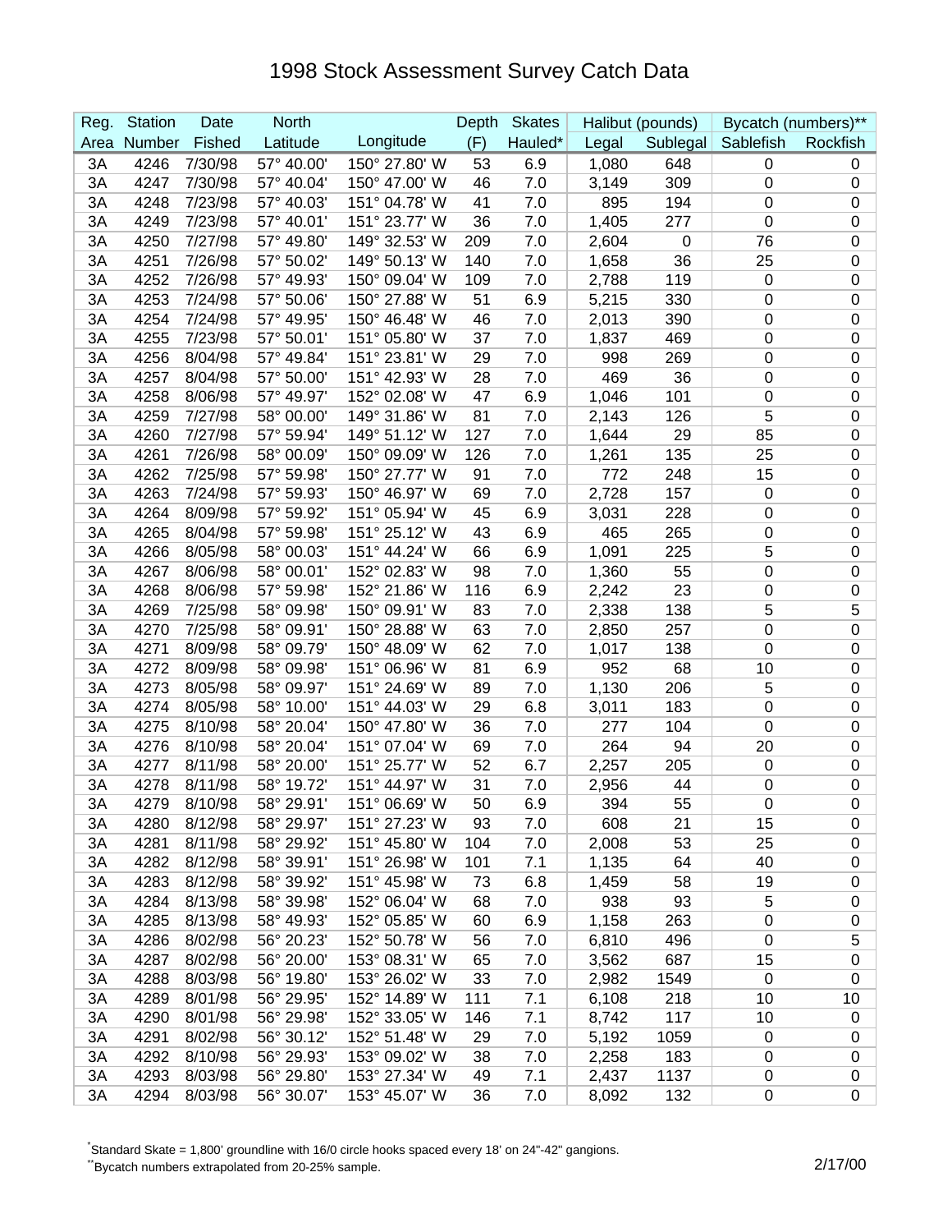# 1998 Stock Assessment Survey Catch Data

| Reg. Area | Station Number | Date Fished | North Latitude | Longitude | Depth (F) | Skates Hauled* | Halibut (pounds) | | Bycatch (numbers)** | |
|---|---|---|---|---|---|---|---|---|---|---|
| | | | | | | | Legal | Sublegal | Sablefish | Rockfish |
| 3A | 4246 | 7/30/98 | 57° 40.00' | 150° 27.80' W | 53 | 6.9 | 1,080 | 648 | 0 | 0 |
| 3A | 4247 | 7/30/98 | 57° 40.04' | 150° 47.00' W | 46 | 7.0 | 3,149 | 309 | 0 | 0 |
| 3A | 4248 | 7/23/98 | 57° 40.03' | 151° 04.78' W | 41 | 7.0 | 895 | 194 | 0 | 0 |
| 3A | 4249 | 7/23/98 | 57° 40.01' | 151° 23.77' W | 36 | 7.0 | 1,405 | 277 | 0 | 0 |
| 3A | 4250 | 7/27/98 | 57° 49.80' | 149° 32.53' W | 209 | 7.0 | 2,604 | 0 | 76 | 0 |
| 3A | 4251 | 7/26/98 | 57° 50.02' | 149° 50.13' W | 140 | 7.0 | 1,658 | 36 | 25 | 0 |
| 3A | 4252 | 7/26/98 | 57° 49.93' | 150° 09.04' W | 109 | 7.0 | 2,788 | 119 | 0 | 0 |
| 3A | 4253 | 7/24/98 | 57° 50.06' | 150° 27.88' W | 51 | 6.9 | 5,215 | 330 | 0 | 0 |
| 3A | 4254 | 7/24/98 | 57° 49.95' | 150° 46.48' W | 46 | 7.0 | 2,013 | 390 | 0 | 0 |
| 3A | 4255 | 7/23/98 | 57° 50.01' | 151° 05.80' W | 37 | 7.0 | 1,837 | 469 | 0 | 0 |
| 3A | 4256 | 8/04/98 | 57° 49.84' | 151° 23.81' W | 29 | 7.0 | 998 | 269 | 0 | 0 |
| 3A | 4257 | 8/04/98 | 57° 50.00' | 151° 42.93' W | 28 | 7.0 | 469 | 36 | 0 | 0 |
| 3A | 4258 | 8/06/98 | 57° 49.97' | 152° 02.08' W | 47 | 6.9 | 1,046 | 101 | 0 | 0 |
| 3A | 4259 | 7/27/98 | 58° 00.00' | 149° 31.86' W | 81 | 7.0 | 2,143 | 126 | 5 | 0 |
| 3A | 4260 | 7/27/98 | 57° 59.94' | 149° 51.12' W | 127 | 7.0 | 1,644 | 29 | 85 | 0 |
| 3A | 4261 | 7/26/98 | 58° 00.09' | 150° 09.09' W | 126 | 7.0 | 1,261 | 135 | 25 | 0 |
| 3A | 4262 | 7/25/98 | 57° 59.98' | 150° 27.77' W | 91 | 7.0 | 772 | 248 | 15 | 0 |
| 3A | 4263 | 7/24/98 | 57° 59.93' | 150° 46.97' W | 69 | 7.0 | 2,728 | 157 | 0 | 0 |
| 3A | 4264 | 8/09/98 | 57° 59.92' | 151° 05.94' W | 45 | 6.9 | 3,031 | 228 | 0 | 0 |
| 3A | 4265 | 8/04/98 | 57° 59.98' | 151° 25.12' W | 43 | 6.9 | 465 | 265 | 0 | 0 |
| 3A | 4266 | 8/05/98 | 58° 00.03' | 151° 44.24' W | 66 | 6.9 | 1,091 | 225 | 5 | 0 |
| 3A | 4267 | 8/06/98 | 58° 00.01' | 152° 02.83' W | 98 | 7.0 | 1,360 | 55 | 0 | 0 |
| 3A | 4268 | 8/06/98 | 57° 59.98' | 152° 21.86' W | 116 | 6.9 | 2,242 | 23 | 0 | 0 |
| 3A | 4269 | 7/25/98 | 58° 09.98' | 150° 09.91' W | 83 | 7.0 | 2,338 | 138 | 5 | 5 |
| 3A | 4270 | 7/25/98 | 58° 09.91' | 150° 28.88' W | 63 | 7.0 | 2,850 | 257 | 0 | 0 |
| 3A | 4271 | 8/09/98 | 58° 09.79' | 150° 48.09' W | 62 | 7.0 | 1,017 | 138 | 0 | 0 |
| 3A | 4272 | 8/09/98 | 58° 09.98' | 151° 06.96' W | 81 | 6.9 | 952 | 68 | 10 | 0 |
| 3A | 4273 | 8/05/98 | 58° 09.97' | 151° 24.69' W | 89 | 7.0 | 1,130 | 206 | 5 | 0 |
| 3A | 4274 | 8/05/98 | 58° 10.00' | 151° 44.03' W | 29 | 6.8 | 3,011 | 183 | 0 | 0 |
| 3A | 4275 | 8/10/98 | 58° 20.04' | 150° 47.80' W | 36 | 7.0 | 277 | 104 | 0 | 0 |
| 3A | 4276 | 8/10/98 | 58° 20.04' | 151° 07.04' W | 69 | 7.0 | 264 | 94 | 20 | 0 |
| 3A | 4277 | 8/11/98 | 58° 20.00' | 151° 25.77' W | 52 | 6.7 | 2,257 | 205 | 0 | 0 |
| 3A | 4278 | 8/11/98 | 58° 19.72' | 151° 44.97' W | 31 | 7.0 | 2,956 | 44 | 0 | 0 |
| 3A | 4279 | 8/10/98 | 58° 29.91' | 151° 06.69' W | 50 | 6.9 | 394 | 55 | 0 | 0 |
| 3A | 4280 | 8/12/98 | 58° 29.97' | 151° 27.23' W | 93 | 7.0 | 608 | 21 | 15 | 0 |
| 3A | 4281 | 8/11/98 | 58° 29.92' | 151° 45.80' W | 104 | 7.0 | 2,008 | 53 | 25 | 0 |
| 3A | 4282 | 8/12/98 | 58° 39.91' | 151° 26.98' W | 101 | 7.1 | 1,135 | 64 | 40 | 0 |
| 3A | 4283 | 8/12/98 | 58° 39.92' | 151° 45.98' W | 73 | 6.8 | 1,459 | 58 | 19 | 0 |
| 3A | 4284 | 8/13/98 | 58° 39.98' | 152° 06.04' W | 68 | 7.0 | 938 | 93 | 5 | 0 |
| 3A | 4285 | 8/13/98 | 58° 49.93' | 152° 05.85' W | 60 | 6.9 | 1,158 | 263 | 0 | 0 |
| 3A | 4286 | 8/02/98 | 56° 20.23' | 152° 50.78' W | 56 | 7.0 | 6,810 | 496 | 0 | 5 |
| 3A | 4287 | 8/02/98 | 56° 20.00' | 153° 08.31' W | 65 | 7.0 | 3,562 | 687 | 15 | 0 |
| 3A | 4288 | 8/03/98 | 56° 19.80' | 153° 26.02' W | 33 | 7.0 | 2,982 | 1549 | 0 | 0 |
| 3A | 4289 | 8/01/98 | 56° 29.95' | 152° 14.89' W | 111 | 7.1 | 6,108 | 218 | 10 | 10 |
| 3A | 4290 | 8/01/98 | 56° 29.98' | 152° 33.05' W | 146 | 7.1 | 8,742 | 117 | 10 | 0 |
| 3A | 4291 | 8/02/98 | 56° 30.12' | 152° 51.48' W | 29 | 7.0 | 5,192 | 1059 | 0 | 0 |
| 3A | 4292 | 8/10/98 | 56° 29.93' | 153° 09.02' W | 38 | 7.0 | 2,258 | 183 | 0 | 0 |
| 3A | 4293 | 8/03/98 | 56° 29.80' | 153° 27.34' W | 49 | 7.1 | 2,437 | 1137 | 0 | 0 |
| 3A | 4294 | 8/03/98 | 56° 30.07' | 153° 45.07' W | 36 | 7.0 | 8,092 | 132 | 0 | 0 |

*Standard Skate = 1,800' groundline with 16/0 circle hooks spaced every 18' on 24"-42" gangions.

**Bycatch numbers extrapolated from 20-25% sample.

2/17/00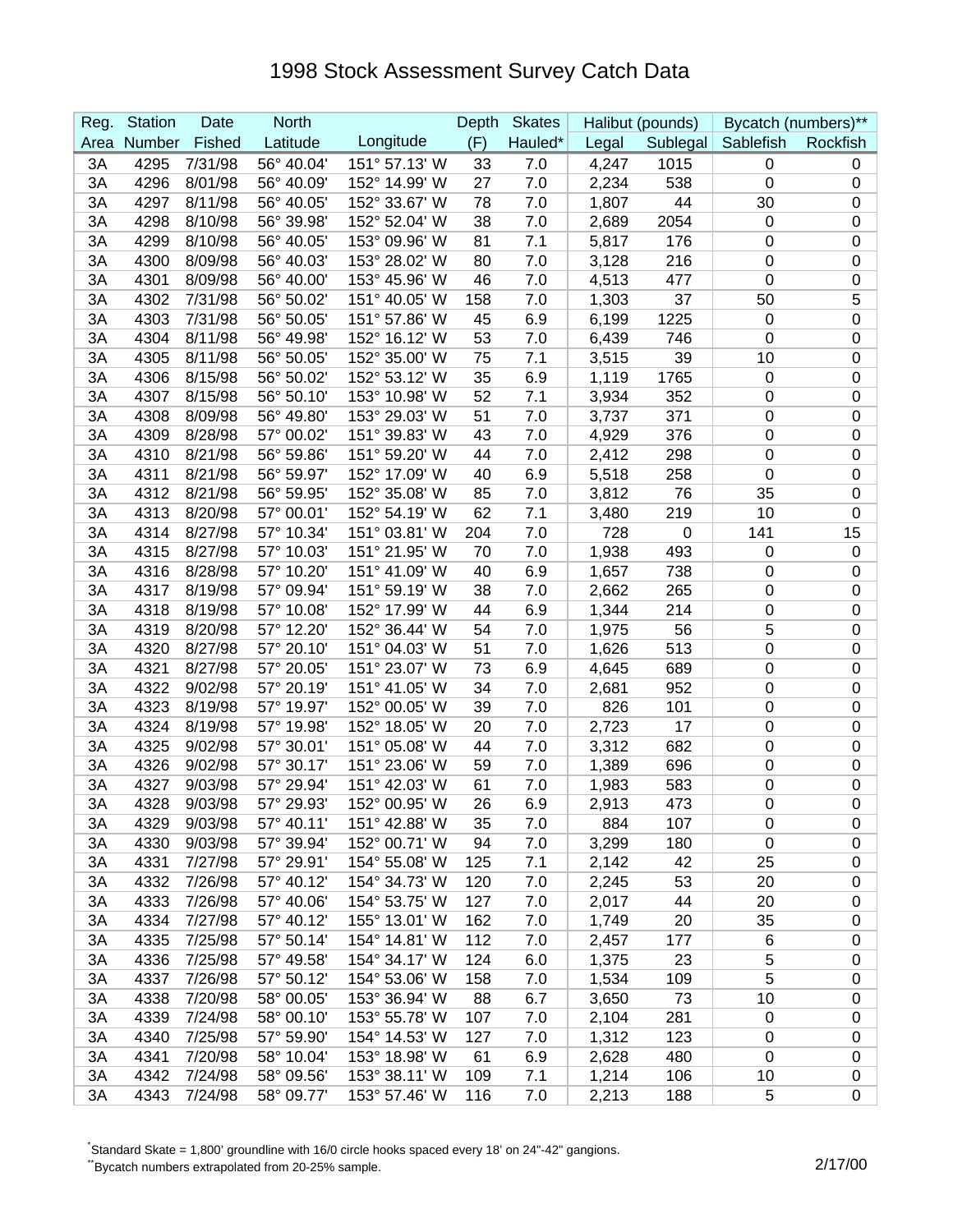# 1998 Stock Assessment Survey Catch Data

| Reg. | Station | Date | North | | Depth | Skates | Halibut (pounds) | | Bycatch (numbers)** | |
|---|---|---|---|---|---|---|---|---|---|---|
| Area | Number | Fished | Latitude | Longitude | (F) | Hauled* | Legal | Sublegal | Sablefish | Rockfish |
| 3A | 4295 | 7/31/98 | 56° 40.04' | 151° 57.13' W | 33 | 7.0 | 4,247 | 1015 | 0 | 0 |
| 3A | 4296 | 8/01/98 | 56° 40.09' | 152° 14.99' W | 27 | 7.0 | 2,234 | 538 | 0 | 0 |
| 3A | 4297 | 8/11/98 | 56° 40.05' | 152° 33.67' W | 78 | 7.0 | 1,807 | 44 | 30 | 0 |
| 3A | 4298 | 8/10/98 | 56° 39.98' | 152° 52.04' W | 38 | 7.0 | 2,689 | 2054 | 0 | 0 |
| 3A | 4299 | 8/10/98 | 56° 40.05' | 153° 09.96' W | 81 | 7.1 | 5,817 | 176 | 0 | 0 |
| 3A | 4300 | 8/09/98 | 56° 40.03' | 153° 28.02' W | 80 | 7.0 | 3,128 | 216 | 0 | 0 |
| 3A | 4301 | 8/09/98 | 56° 40.00' | 153° 45.96' W | 46 | 7.0 | 4,513 | 477 | 0 | 0 |
| 3A | 4302 | 7/31/98 | 56° 50.02' | 151° 40.05' W | 158 | 7.0 | 1,303 | 37 | 50 | 5 |
| 3A | 4303 | 7/31/98 | 56° 50.05' | 151° 57.86' W | 45 | 6.9 | 6,199 | 1225 | 0 | 0 |
| 3A | 4304 | 8/11/98 | 56° 49.98' | 152° 16.12' W | 53 | 7.0 | 6,439 | 746 | 0 | 0 |
| 3A | 4305 | 8/11/98 | 56° 50.05' | 152° 35.00' W | 75 | 7.1 | 3,515 | 39 | 10 | 0 |
| 3A | 4306 | 8/15/98 | 56° 50.02' | 152° 53.12' W | 35 | 6.9 | 1,119 | 1765 | 0 | 0 |
| 3A | 4307 | 8/15/98 | 56° 50.10' | 153° 10.98' W | 52 | 7.1 | 3,934 | 352 | 0 | 0 |
| 3A | 4308 | 8/09/98 | 56° 49.80' | 153° 29.03' W | 51 | 7.0 | 3,737 | 371 | 0 | 0 |
| 3A | 4309 | 8/28/98 | 57° 00.02' | 151° 39.83' W | 43 | 7.0 | 4,929 | 376 | 0 | 0 |
| 3A | 4310 | 8/21/98 | 56° 59.86' | 151° 59.20' W | 44 | 7.0 | 2,412 | 298 | 0 | 0 |
| 3A | 4311 | 8/21/98 | 56° 59.97' | 152° 17.09' W | 40 | 6.9 | 5,518 | 258 | 0 | 0 |
| 3A | 4312 | 8/21/98 | 56° 59.95' | 152° 35.08' W | 85 | 7.0 | 3,812 | 76 | 35 | 0 |
| 3A | 4313 | 8/20/98 | 57° 00.01' | 152° 54.19' W | 62 | 7.1 | 3,480 | 219 | 10 | 0 |
| 3A | 4314 | 8/27/98 | 57° 10.34' | 151° 03.81' W | 204 | 7.0 | 728 | 0 | 141 | 15 |
| 3A | 4315 | 8/27/98 | 57° 10.03' | 151° 21.95' W | 70 | 7.0 | 1,938 | 493 | 0 | 0 |
| 3A | 4316 | 8/28/98 | 57° 10.20' | 151° 41.09' W | 40 | 6.9 | 1,657 | 738 | 0 | 0 |
| 3A | 4317 | 8/19/98 | 57° 09.94' | 151° 59.19' W | 38 | 7.0 | 2,662 | 265 | 0 | 0 |
| 3A | 4318 | 8/19/98 | 57° 10.08' | 152° 17.99' W | 44 | 6.9 | 1,344 | 214 | 0 | 0 |
| 3A | 4319 | 8/20/98 | 57° 12.20' | 152° 36.44' W | 54 | 7.0 | 1,975 | 56 | 5 | 0 |
| 3A | 4320 | 8/27/98 | 57° 20.10' | 151° 04.03' W | 51 | 7.0 | 1,626 | 513 | 0 | 0 |
| 3A | 4321 | 8/27/98 | 57° 20.05' | 151° 23.07' W | 73 | 6.9 | 4,645 | 689 | 0 | 0 |
| 3A | 4322 | 9/02/98 | 57° 20.19' | 151° 41.05' W | 34 | 7.0 | 2,681 | 952 | 0 | 0 |
| 3A | 4323 | 8/19/98 | 57° 19.97' | 152° 00.05' W | 39 | 7.0 | 826 | 101 | 0 | 0 |
| 3A | 4324 | 8/19/98 | 57° 19.98' | 152° 18.05' W | 20 | 7.0 | 2,723 | 17 | 0 | 0 |
| 3A | 4325 | 9/02/98 | 57° 30.01' | 151° 05.08' W | 44 | 7.0 | 3,312 | 682 | 0 | 0 |
| 3A | 4326 | 9/02/98 | 57° 30.17' | 151° 23.06' W | 59 | 7.0 | 1,389 | 696 | 0 | 0 |
| 3A | 4327 | 9/03/98 | 57° 29.94' | 151° 42.03' W | 61 | 7.0 | 1,983 | 583 | 0 | 0 |
| 3A | 4328 | 9/03/98 | 57° 29.93' | 152° 00.95' W | 26 | 6.9 | 2,913 | 473 | 0 | 0 |
| 3A | 4329 | 9/03/98 | 57° 40.11' | 151° 42.88' W | 35 | 7.0 | 884 | 107 | 0 | 0 |
| 3A | 4330 | 9/03/98 | 57° 39.94' | 152° 00.71' W | 94 | 7.0 | 3,299 | 180 | 0 | 0 |
| 3A | 4331 | 7/27/98 | 57° 29.91' | 154° 55.08' W | 125 | 7.1 | 2,142 | 42 | 25 | 0 |
| 3A | 4332 | 7/26/98 | 57° 40.12' | 154° 34.73' W | 120 | 7.0 | 2,245 | 53 | 20 | 0 |
| 3A | 4333 | 7/26/98 | 57° 40.06' | 154° 53.75' W | 127 | 7.0 | 2,017 | 44 | 20 | 0 |
| 3A | 4334 | 7/27/98 | 57° 40.12' | 155° 13.01' W | 162 | 7.0 | 1,749 | 20 | 35 | 0 |
| 3A | 4335 | 7/25/98 | 57° 50.14' | 154° 14.81' W | 112 | 7.0 | 2,457 | 177 | 6 | 0 |
| 3A | 4336 | 7/25/98 | 57° 49.58' | 154° 34.17' W | 124 | 6.0 | 1,375 | 23 | 5 | 0 |
| 3A | 4337 | 7/26/98 | 57° 50.12' | 154° 53.06' W | 158 | 7.0 | 1,534 | 109 | 5 | 0 |
| 3A | 4338 | 7/20/98 | 58° 00.05' | 153° 36.94' W | 88 | 6.7 | 3,650 | 73 | 10 | 0 |
| 3A | 4339 | 7/24/98 | 58° 00.10' | 153° 55.78' W | 107 | 7.0 | 2,104 | 281 | 0 | 0 |
| 3A | 4340 | 7/25/98 | 57° 59.90' | 154° 14.53' W | 127 | 7.0 | 1,312 | 123 | 0 | 0 |
| 3A | 4341 | 7/20/98 | 58° 10.04' | 153° 18.98' W | 61 | 6.9 | 2,628 | 480 | 0 | 0 |
| 3A | 4342 | 7/24/98 | 58° 09.56' | 153° 38.11' W | 109 | 7.1 | 1,214 | 106 | 10 | 0 |
| 3A | 4343 | 7/24/98 | 58° 09.77' | 153° 57.46' W | 116 | 7.0 | 2,213 | 188 | 5 | 0 |

*Standard Skate = 1,800' groundline with 16/0 circle hooks spaced every 18' on 24"-42" gangions.

**Bycatch numbers extrapolated from 20-25% sample.

2/17/00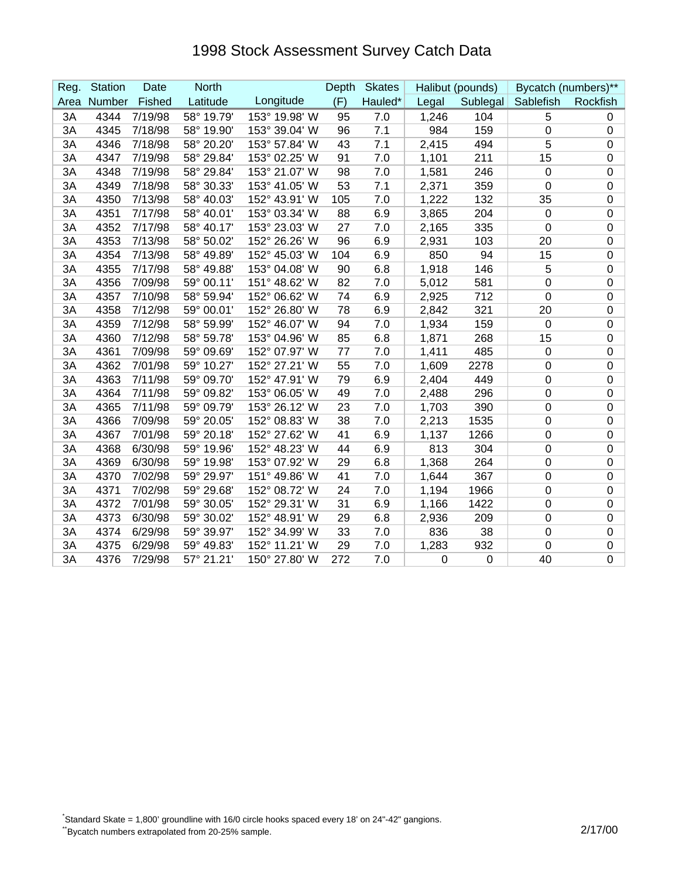# 1998 Stock Assessment Survey Catch Data

| Reg. Area | Station Number | Date Fished | North Latitude | Longitude | Depth (F) | Skates Hauled* | Halibut (pounds) | | Bycatch (numbers)** | |
|---|---|---|---|---|---|---|---|---|---|---|
| | | | | | | | Legal | Sublegal | Sablefish | Rockfish |
| 3A | 4344 | 7/19/98 | 58° 19.79' | 153° 19.98' W | 95 | 7.0 | 1,246 | 104 | 5 | 0 |
| 3A | 4345 | 7/18/98 | 58° 19.90' | 153° 39.04' W | 96 | 7.1 | 984 | 159 | 0 | 0 |
| 3A | 4346 | 7/18/98 | 58° 20.20' | 153° 57.84' W | 43 | 7.1 | 2,415 | 494 | 5 | 0 |
| 3A | 4347 | 7/19/98 | 58° 29.84' | 153° 02.25' W | 91 | 7.0 | 1,101 | 211 | 15 | 0 |
| 3A | 4348 | 7/19/98 | 58° 29.84' | 153° 21.07' W | 98 | 7.0 | 1,581 | 246 | 0 | 0 |
| 3A | 4349 | 7/18/98 | 58° 30.33' | 153° 41.05' W | 53 | 7.1 | 2,371 | 359 | 0 | 0 |
| 3A | 4350 | 7/13/98 | 58° 40.03' | 152° 43.91' W | 105 | 7.0 | 1,222 | 132 | 35 | 0 |
| 3A | 4351 | 7/17/98 | 58° 40.01' | 153° 03.34' W | 88 | 6.9 | 3,865 | 204 | 0 | 0 |
| 3A | 4352 | 7/17/98 | 58° 40.17' | 153° 23.03' W | 27 | 7.0 | 2,165 | 335 | 0 | 0 |
| 3A | 4353 | 7/13/98 | 58° 50.02' | 152° 26.26' W | 96 | 6.9 | 2,931 | 103 | 20 | 0 |
| 3A | 4354 | 7/13/98 | 58° 49.89' | 152° 45.03' W | 104 | 6.9 | 850 | 94 | 15 | 0 |
| 3A | 4355 | 7/17/98 | 58° 49.88' | 153° 04.08' W | 90 | 6.8 | 1,918 | 146 | 5 | 0 |
| 3A | 4356 | 7/09/98 | 59° 00.11' | 151° 48.62' W | 82 | 7.0 | 5,012 | 581 | 0 | 0 |
| 3A | 4357 | 7/10/98 | 58° 59.94' | 152° 06.62' W | 74 | 6.9 | 2,925 | 712 | 0 | 0 |
| 3A | 4358 | 7/12/98 | 59° 00.01' | 152° 26.80' W | 78 | 6.9 | 2,842 | 321 | 20 | 0 |
| 3A | 4359 | 7/12/98 | 58° 59.99' | 152° 46.07' W | 94 | 7.0 | 1,934 | 159 | 0 | 0 |
| 3A | 4360 | 7/12/98 | 58° 59.78' | 153° 04.96' W | 85 | 6.8 | 1,871 | 268 | 15 | 0 |
| 3A | 4361 | 7/09/98 | 59° 09.69' | 152° 07.97' W | 77 | 7.0 | 1,411 | 485 | 0 | 0 |
| 3A | 4362 | 7/01/98 | 59° 10.27' | 152° 27.21' W | 55 | 7.0 | 1,609 | 2278 | 0 | 0 |
| 3A | 4363 | 7/11/98 | 59° 09.70' | 152° 47.91' W | 79 | 6.9 | 2,404 | 449 | 0 | 0 |
| 3A | 4364 | 7/11/98 | 59° 09.82' | 153° 06.05' W | 49 | 7.0 | 2,488 | 296 | 0 | 0 |
| 3A | 4365 | 7/11/98 | 59° 09.79' | 153° 26.12' W | 23 | 7.0 | 1,703 | 390 | 0 | 0 |
| 3A | 4366 | 7/09/98 | 59° 20.05' | 152° 08.83' W | 38 | 7.0 | 2,213 | 1535 | 0 | 0 |
| 3A | 4367 | 7/01/98 | 59° 20.18' | 152° 27.62' W | 41 | 6.9 | 1,137 | 1266 | 0 | 0 |
| 3A | 4368 | 6/30/98 | 59° 19.96' | 152° 48.23' W | 44 | 6.9 | 813 | 304 | 0 | 0 |
| 3A | 4369 | 6/30/98 | 59° 19.98' | 153° 07.92' W | 29 | 6.8 | 1,368 | 264 | 0 | 0 |
| 3A | 4370 | 7/02/98 | 59° 29.97' | 151° 49.86' W | 41 | 7.0 | 1,644 | 367 | 0 | 0 |
| 3A | 4371 | 7/02/98 | 59° 29.68' | 152° 08.72' W | 24 | 7.0 | 1,194 | 1966 | 0 | 0 |
| 3A | 4372 | 7/01/98 | 59° 30.05' | 152° 29.31' W | 31 | 6.9 | 1,166 | 1422 | 0 | 0 |
| 3A | 4373 | 6/30/98 | 59° 30.02' | 152° 48.91' W | 29 | 6.8 | 2,936 | 209 | 0 | 0 |
| 3A | 4374 | 6/29/98 | 59° 39.97' | 152° 34.99' W | 33 | 7.0 | 836 | 38 | 0 | 0 |
| 3A | 4375 | 6/29/98 | 59° 49.83' | 152° 11.21' W | 29 | 7.0 | 1,283 | 932 | 0 | 0 |
| 3A | 4376 | 7/29/98 | 57° 21.21' | 150° 27.80' W | 272 | 7.0 | 0 | 0 | 40 | 0 |

*Standard Skate = 1,800' groundline with 16/0 circle hooks spaced every 18' on 24"-42" gangions.

**Bycatch numbers extrapolated from 20-25% sample.

2/17/00